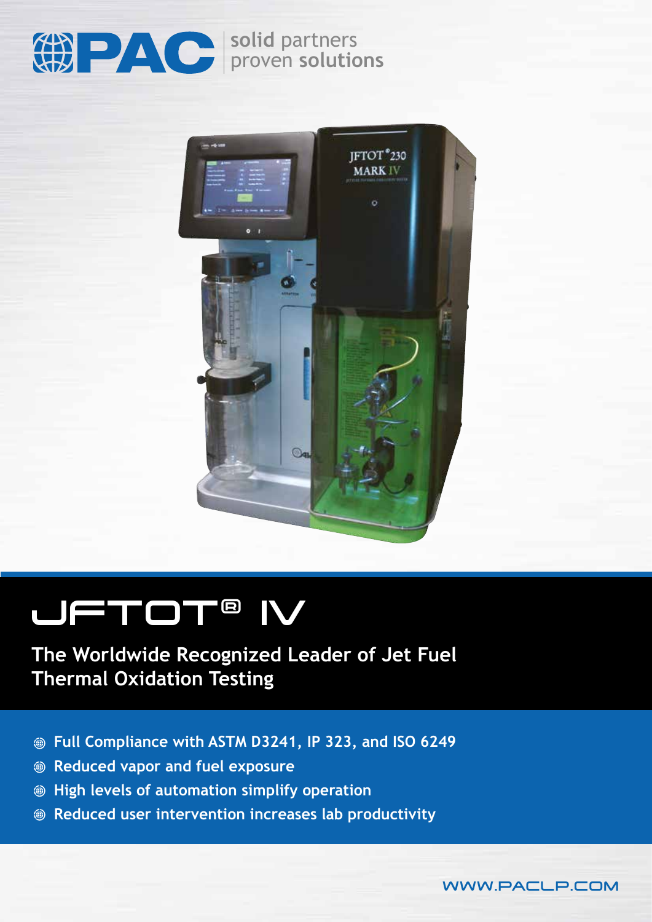PAC solid partners proven solutions

# JFTOT® IV

## The Worldwide Recognized Leader of Jet Fuel Thermal Oxidation Testing

- Full Compliance with ASTM D3241, IP 323, and ISO 6249
- Reduced vapor and fuel exposure
- High levels of automation simplify operation
- Reduced user intervention increases lab productivity

WWW.PACLP.COM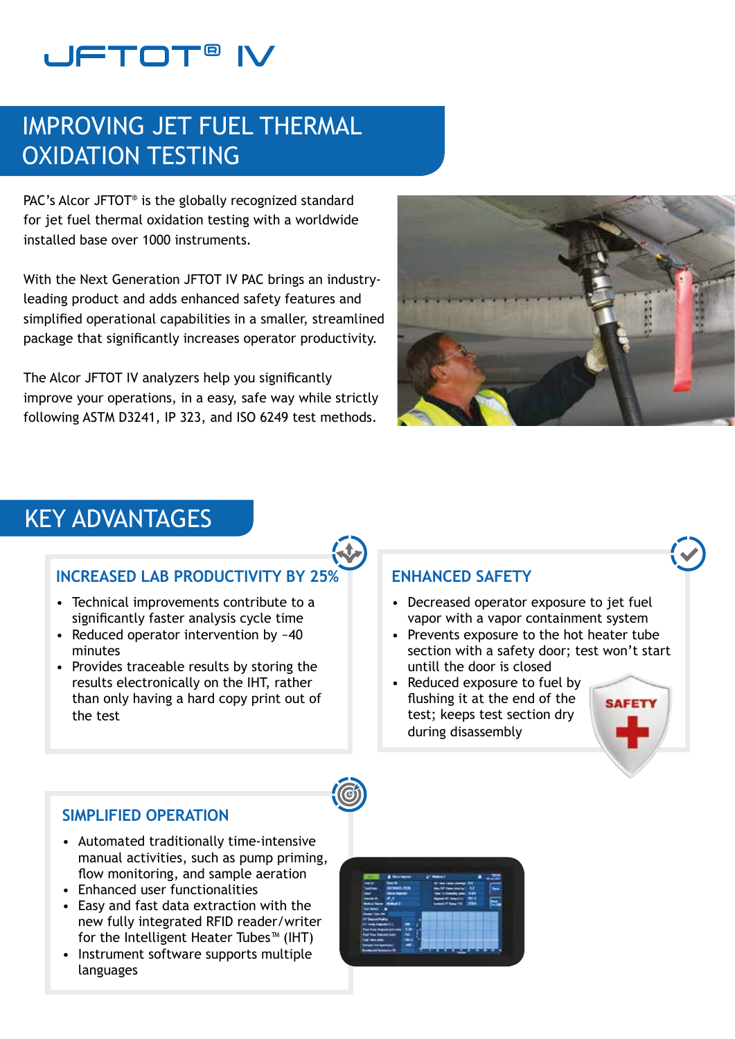# JFTOT® IV

## IMPROVING JET FUEL THERMAL OXIDATION TESTING

PAC's Alcor JFTOT® is the globally recognized standard for jet fuel thermal oxidation testing with a worldwide installed base over 1000 instruments.

With the Next Generation JFTOT IV PAC brings an industry-leading product and adds enhanced safety features and simplified operational capabilities in a smaller, streamlined package that significantly increases operator productivity.

The Alcor JFTOT IV analyzers help you significantly improve your operations, in a easy, safe way while strictly following ASTM D3241, IP 323, and ISO 6249 test methods.

## KEY ADVANTAGES

### INCREASED LAB PRODUCTIVITY BY 25%

- Technical improvements contribute to a significantly faster analysis cycle time
- Reduced operator intervention by ~40 minutes
- Provides traceable results by storing the results electronically on the IHT, rather than only having a hard copy print out of the test

### ENHANCED SAFETY

- Decreased operator exposure to jet fuel vapor with a vapor containment system
- Prevents exposure to the hot heater tube section with a safety door; test won't start untill the door is closed
- Reduced exposure to fuel by flushing it at the end of the test; keeps test section dry during disassembly

SAFETY

### SIMPLIFIED OPERATION

- Automated traditionally time-intensive manual activities, such as pump priming, flow monitoring, and sample aeration
- Enhanced user functionalities
- Easy and fast data extraction with the new fully integrated RFID reader/writer for the Intelligent Heater Tubes™ (IHT)
- Instrument software supports multiple languages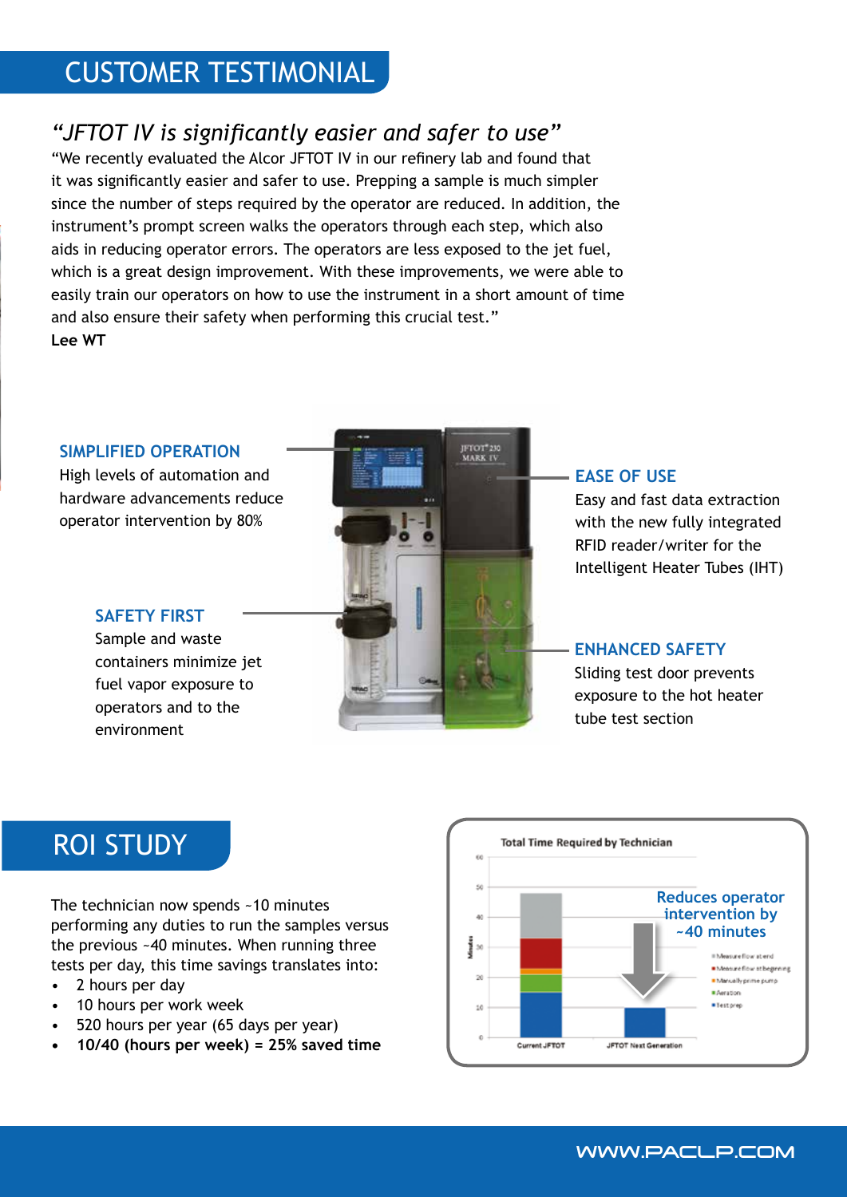## CUSTOMER TESTIMONIAL

### *"JFTOT IV is significantly easier and safer to use"*

"We recently evaluated the Alcor JFTOT IV in our refinery lab and found that it was significantly easier and safer to use. Prepping a sample is much simpler since the number of steps required by the operator are reduced. In addition, the instrument's prompt screen walks the operators through each step, which also aids in reducing operator errors. The operators are less exposed to the jet fuel, which is a great design improvement. With these improvements, we were able to easily train our operators on how to use the instrument in a short amount of time and also ensure their safety when performing this crucial test."

**Lee WT**

**SIMPLIFIED OPERATION**
High levels of automation and hardware advancements reduce operator intervention by 80%

**SAFETY FIRST**
Sample and waste containers minimize jet fuel vapor exposure to operators and to the environment

**EASE OF USE**
Easy and fast data extraction with the new fully integrated RFID reader/writer for the Intelligent Heater Tubes (IHT)

**ENHANCED SAFETY**
Sliding test door prevents exposure to the hot heater tube test section

## ROI STUDY

The technician now spends ~10 minutes performing any duties to run the samples versus the previous ~40 minutes. When running three tests per day, this time savings translates into:

- 2 hours per day
- 10 hours per work week
- 520 hours per year (65 days per year)
- **10/40 (hours per week) = 25% saved time**

Total Time Required by Technician

Reduces operator intervention by ~40 minutes

Legend: Measure flow at end; Measure flow at beginning; Manually prime pump; Aeration; Test prep

Current JFTOT | JFTOT Next Generation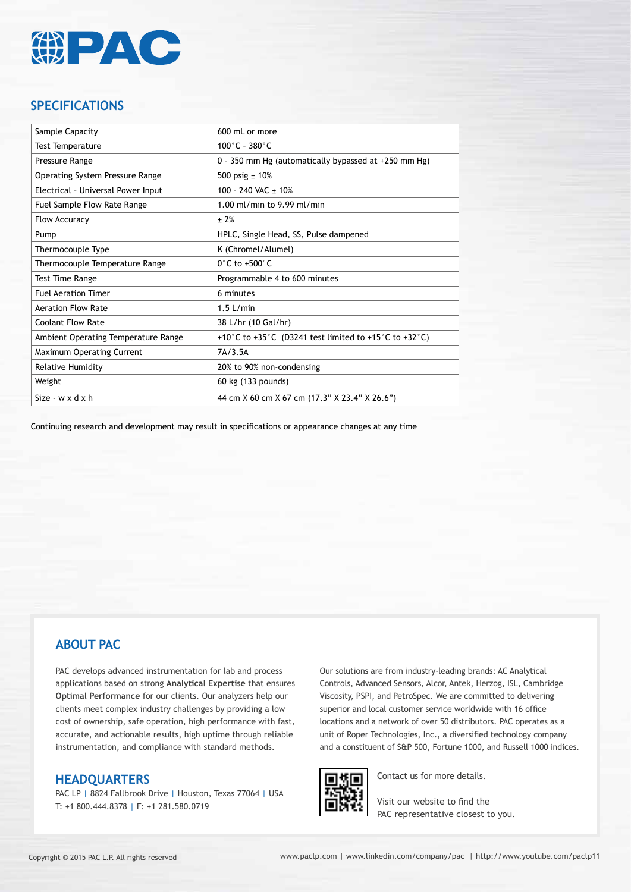## SPECIFICATIONS

| | |
|---|---|
| Sample Capacity | 600 mL or more |
| Test Temperature | 100°C - 380°C |
| Pressure Range | 0 - 350 mm Hg (automatically bypassed at +250 mm Hg) |
| Operating System Pressure Range | 500 psig ± 10% |
| Electrical - Universal Power Input | 100 - 240 VAC ± 10% |
| Fuel Sample Flow Rate Range | 1.00 ml/min to 9.99 ml/min |
| Flow Accuracy | ± 2% |
| Pump | HPLC, Single Head, SS, Pulse dampened |
| Thermocouple Type | K (Chromel/Alumel) |
| Thermocouple Temperature Range | 0°C to +500°C |
| Test Time Range | Programmable 4 to 600 minutes |
| Fuel Aeration Timer | 6 minutes |
| Aeration Flow Rate | 1.5 L/min |
| Coolant Flow Rate | 38 L/hr (10 Gal/hr) |
| Ambient Operating Temperature Range | +10°C to +35°C (D3241 test limited to +15°C to +32°C) |
| Maximum Operating Current | 7A/3.5A |
| Relative Humidity | 20% to 90% non-condensing |
| Weight | 60 kg (133 pounds) |
| Size - w x d x h | 44 cm X 60 cm X 67 cm (17.3" X 23.4" X 26.6") |

Continuing research and development may result in specifications or appearance changes at any time

## ABOUT PAC

PAC develops advanced instrumentation for lab and process applications based on strong **Analytical Expertise** that ensures **Optimal Performance** for our clients. Our analyzers help our clients meet complex industry challenges by providing a low cost of ownership, safe operation, high performance with fast, accurate, and actionable results, high uptime through reliable instrumentation, and compliance with standard methods.

Our solutions are from industry-leading brands: AC Analytical Controls, Advanced Sensors, Alcor, Antek, Herzog, ISL, Cambridge Viscosity, PSPI, and PetroSpec. We are committed to delivering superior and local customer service worldwide with 16 office locations and a network of over 50 distributors. PAC operates as a unit of Roper Technologies, Inc., a diversified technology company and a constituent of S&P 500, Fortune 1000, and Russell 1000 indices.

## HEADQUARTERS

PAC LP | 8824 Fallbrook Drive | Houston, Texas 77064 | USA
T: +1 800.444.8378 | F: +1 281.580.0719

Contact us for more details.

Visit our website to find the PAC representative closest to you.

Copyright © 2015 PAC L.P. All rights reserved

www.paclp.com | www.linkedin.com/company/pac | http://www.youtube.com/paclp11